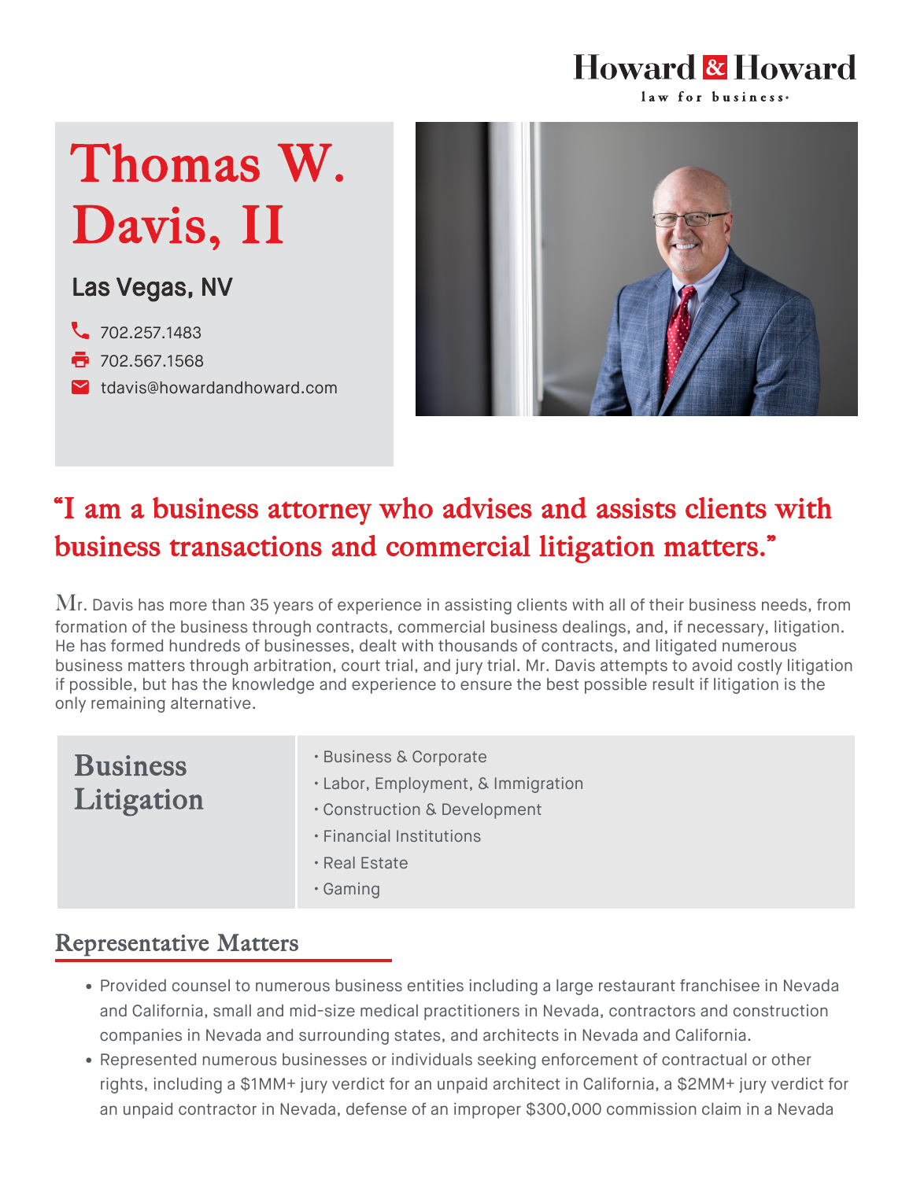Howard & Howard
law for business

# Thomas W. Davis, II

**Las Vegas, NV**

702.257.1483

702.567.1568

tdavis@howardandhoward.com

## "I am a business attorney who advises and assists clients with business transactions and commercial litigation matters."

Mr. Davis has more than 35 years of experience in assisting clients with all of their business needs, from formation of the business through contracts, commercial business dealings, and, if necessary, litigation. He has formed hundreds of businesses, dealt with thousands of contracts, and litigated numerous business matters through arbitration, court trial, and jury trial. Mr. Davis attempts to avoid costly litigation if possible, but has the knowledge and experience to ensure the best possible result if litigation is the only remaining alternative.

### Business Litigation

- Business & Corporate
- Labor, Employment, & Immigration
- Construction & Development
- Financial Institutions
- Real Estate
- Gaming

## Representative Matters

- Provided counsel to numerous business entities including a large restaurant franchisee in Nevada and California, small and mid-size medical practitioners in Nevada, contractors and construction companies in Nevada and surrounding states, and architects in Nevada and California.
- Represented numerous businesses or individuals seeking enforcement of contractual or other rights, including a $1MM+ jury verdict for an unpaid architect in California, a $2MM+ jury verdict for an unpaid contractor in Nevada, defense of an improper $300,000 commission claim in a Nevada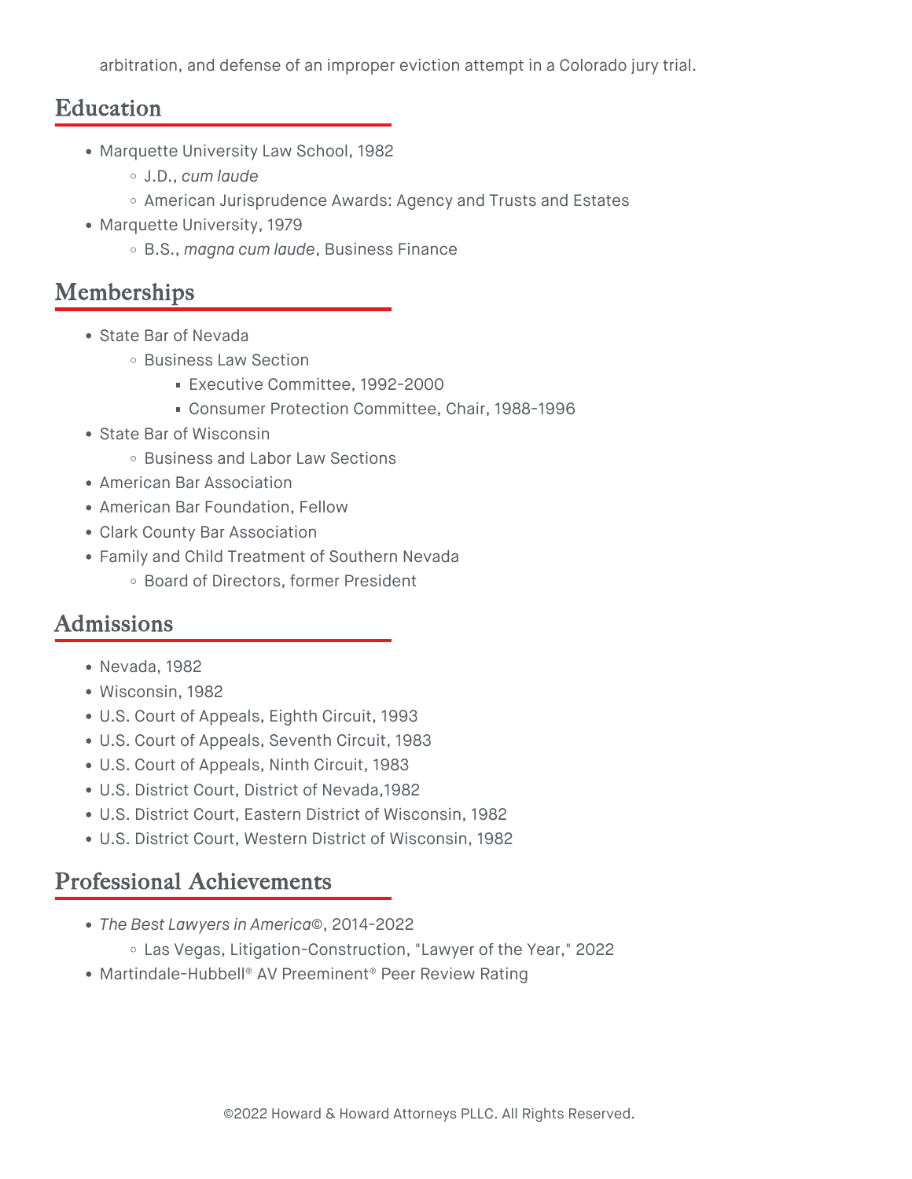arbitration, and defense of an improper eviction attempt in a Colorado jury trial.

## Education

- Marquette University Law School, 1982
  - J.D., *cum laude*
  - American Jurisprudence Awards: Agency and Trusts and Estates
- Marquette University, 1979
  - B.S., *magna cum laude*, Business Finance

## Memberships

- State Bar of Nevada
  - Business Law Section
    - Executive Committee, 1992-2000
    - Consumer Protection Committee, Chair, 1988-1996
- State Bar of Wisconsin
  - Business and Labor Law Sections
- American Bar Association
- American Bar Foundation, Fellow
- Clark County Bar Association
- Family and Child Treatment of Southern Nevada
  - Board of Directors, former President

## Admissions

- Nevada, 1982
- Wisconsin, 1982
- U.S. Court of Appeals, Eighth Circuit, 1993
- U.S. Court of Appeals, Seventh Circuit, 1983
- U.S. Court of Appeals, Ninth Circuit, 1983
- U.S. District Court, District of Nevada,1982
- U.S. District Court, Eastern District of Wisconsin, 1982
- U.S. District Court, Western District of Wisconsin, 1982

## Professional Achievements

- *The Best Lawyers in America*©, 2014-2022
  - Las Vegas, Litigation-Construction, "Lawyer of the Year," 2022
- Martindale-Hubbell® AV Preeminent® Peer Review Rating

©2022 Howard & Howard Attorneys PLLC. All Rights Reserved.